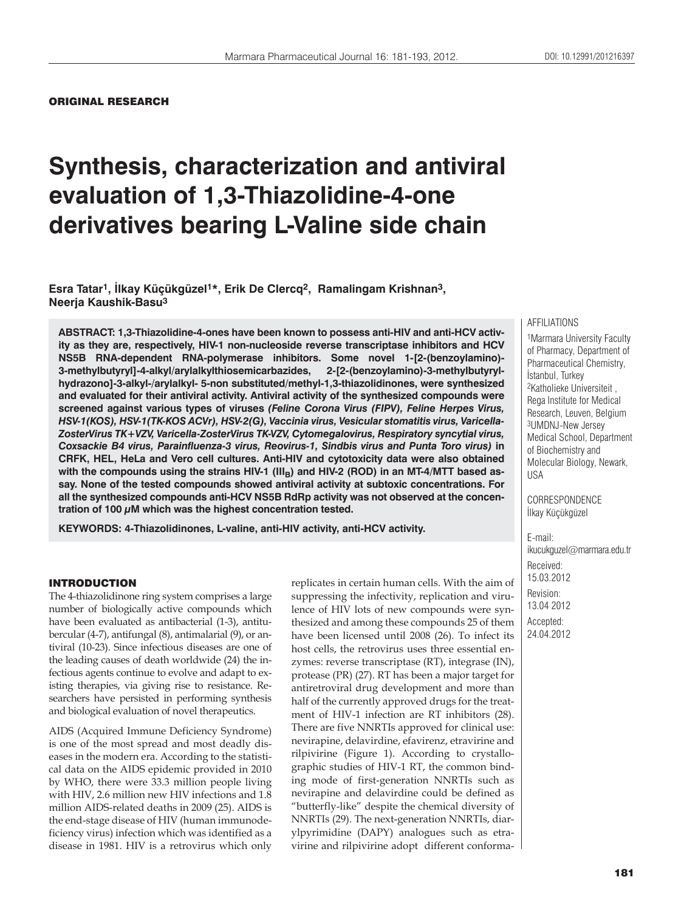ORIGINAL RESEARCH

# Synthesis, characterization and antiviral evaluation of 1,3-Thiazolidine-4-one derivatives bearing L-Valine side chain

**Esra Tatar[1], İlkay Küçükgüzel[1]*, Erik De Clercq[2], Ramalingam Krishnan[3], Neerja Kaushik-Basu[3]**

**ABSTRACT: 1,3-Thiazolidine-4-ones have been known to possess anti-HIV and anti-HCV activity as they are, respectively, HIV-1 non-nucleoside reverse transcriptase inhibitors and HCV NS5B RNA-dependent RNA-polymerase inhibitors. Some novel 1-[2-(benzoylamino)-3-methylbutyryl]-4-alkyl/arylalkylthiosemicarbazides, 2-[2-(benzoylamino)-3-methylbutyryl-hydrazono]-3-alkyl-/arylalkyl- 5-non substituted/methyl-1,3-thiazolidinones, were synthesized and evaluated for their antiviral activity. Antiviral activity of the synthesized compounds were screened against various types of viruses *(Feline Corona Virus (FIPV), Feline Herpes Virus, HSV-1(KOS), HSV-1(TK-KOS ACVr), HSV-2(G), Vaccinia virus, Vesicular stomatitis virus, Varicella-ZosterVirus TK+VZV, Varicella-ZosterVirus TK-VZV, Cytomegalovirus, Respiratory syncytial virus, Coxsackie B4 virus, Parainfluenza-3 virus, Reovirus-1, Sindbis virus and Punta Toro virus)* in CRFK, HEL, HeLa and Vero cell cultures. Anti-HIV and cytotoxicity data were also obtained with the compounds using the strains HIV-1 ($III_B$) and HIV-2 (ROD) in an MT-4/MTT based assay. None of the tested compounds showed antiviral activity at subtoxic concentrations. For all the synthesized compounds anti-HCV NS5B RdRp activity was not observed at the concentration of 100 μM which was the highest concentration tested.**

**KEYWORDS: 4-Thiazolidinones, L-valine, anti-HIV activity, anti-HCV activity.**

AFFILIATIONS

[1]Marmara University Faculty of Pharmacy, Department of Pharmaceutical Chemistry, İstanbul, Turkey
[2]Katholieke Universiteit , Rega Institute for Medical Research, Leuven, Belgium
[3]UMDNJ-New Jersey Medical School, Department of Biochemistry and Molecular Biology, Newark, USA

CORRESPONDENCE
İlkay Küçükgüzel

E-mail:
ikucukguzel@marmara.edu.tr

Received:
15.03.2012

Revision:
13.04 2012

Accepted:
24.04.2012

## INTRODUCTION

The 4-thiazolidinone ring system comprises a large number of biologically active compounds which have been evaluated as antibacterial (1-3), antitubercular (4-7), antifungal (8), antimalarial (9), or antiviral (10-23). Since infectious diseases are one of the leading causes of death worldwide (24) the infectious agents continue to evolve and adapt to existing therapies, via giving rise to resistance. Researchers have persisted in performing synthesis and biological evaluation of novel therapeutics.

AIDS (Acquired Immune Deficiency Syndrome) is one of the most spread and most deadly diseases in the modern era. According to the statistical data on the AIDS epidemic provided in 2010 by WHO, there were 33.3 million people living with HIV, 2.6 million new HIV infections and 1.8 million AIDS-related deaths in 2009 (25). AIDS is the end-stage disease of HIV (human immunodeficiency virus) infection which was identified as a disease in 1981. HIV is a retrovirus which only replicates in certain human cells. With the aim of suppressing the infectivity, replication and virulence of HIV lots of new compounds were synthesized and among these compounds 25 of them have been licensed until 2008 (26). To infect its host cells, the retrovirus uses three essential enzymes: reverse transcriptase (RT), integrase (IN), protease (PR) (27). RT has been a major target for antiretroviral drug development and more than half of the currently approved drugs for the treatment of HIV-1 infection are RT inhibitors (28). There are five NNRTIs approved for clinical use: nevirapine, delavirdine, efavirenz, etravirine and rilpivirine (Figure 1). According to crystallographic studies of HIV-1 RT, the common binding mode of first-generation NNRTIs such as nevirapine and delavirdine could be defined as "butterfly-like" despite the chemical diversity of NNRTIs (29). The next-generation NNRTIs, diarylpyrimidine (DAPY) analogues such as etravirine and rilpivirine adopt different conforma-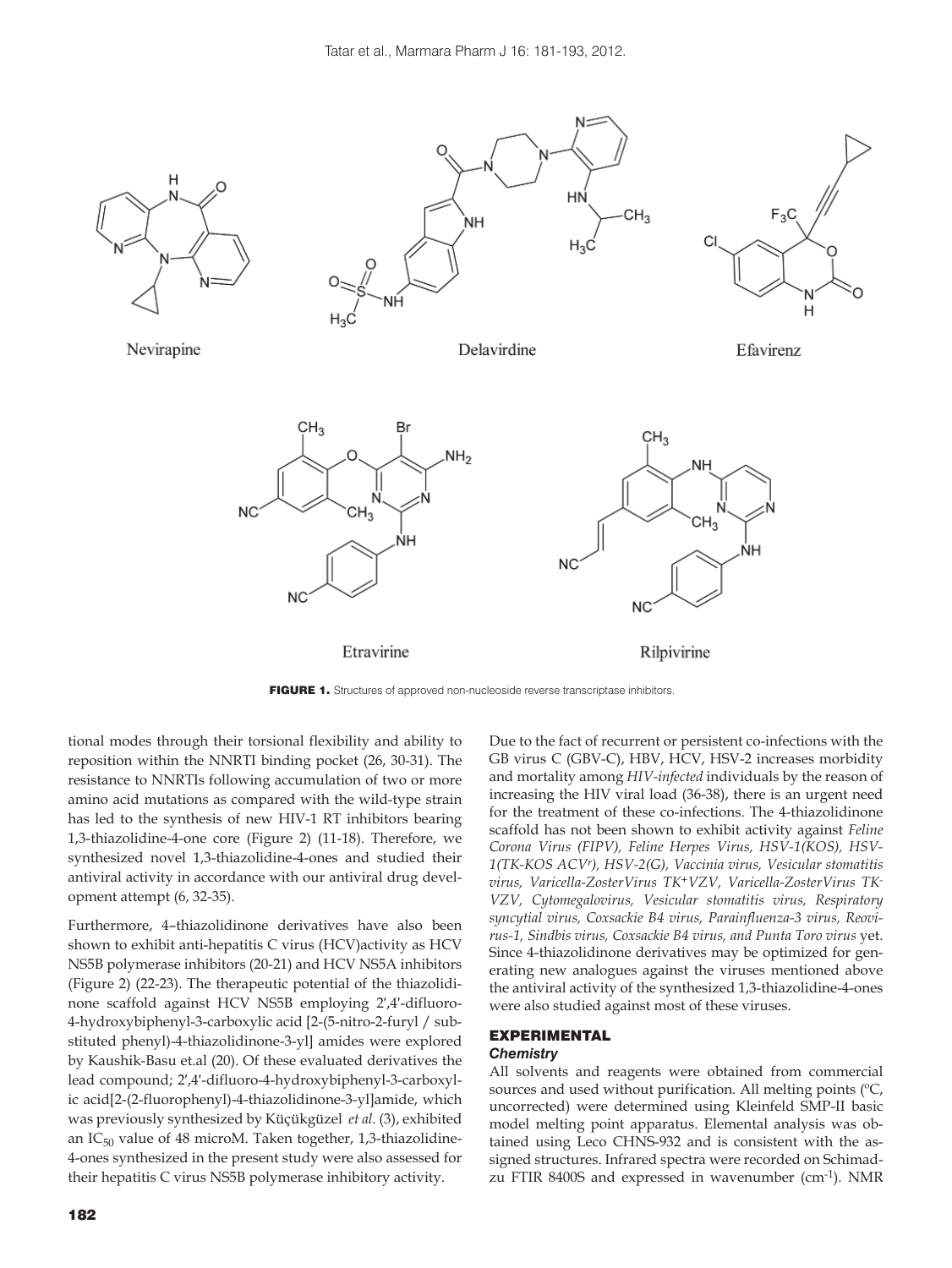FIGURE 1. Structures of approved non-nucleoside reverse transcriptase inhibitors.

tional modes through their torsional flexibility and ability to reposition within the NNRTI binding pocket (26, 30-31). The resistance to NNRTIs following accumulation of two or more amino acid mutations as compared with the wild-type strain has led to the synthesis of new HIV-1 RT inhibitors bearing 1,3-thiazolidine-4-one core (Figure 2) (11-18). Therefore, we synthesized novel 1,3-thiazolidine-4-ones and studied their antiviral activity in accordance with our antiviral drug development attempt (6, 32-35).

Furthermore, 4–thiazolidinone derivatives have also been shown to exhibit anti-hepatitis C virus (HCV)activity as HCV NS5B polymerase inhibitors (20-21) and HCV NS5A inhibitors (Figure 2) (22-23). The therapeutic potential of the thiazolidinone scaffold against HCV NS5B employing 2′,4′-difluoro-4-hydroxybiphenyl-3-carboxylic acid [2-(5-nitro-2-furyl / substituted phenyl)-4-thiazolidinone-3-yl] amides were explored by Kaushik-Basu et.al (20). Of these evaluated derivatives the lead compound; 2′,4′-difluoro-4-hydroxybiphenyl-3-carboxylic acid[2-(2-fluorophenyl)-4-thiazolidinone-3-yl]amide, which was previously synthesized by Küçükgüzel *et al.* (3), exhibited an $IC_{50}$ value of 48 microM. Taken together, 1,3-thiazolidine-4-ones synthesized in the present study were also assessed for their hepatitis C virus NS5B polymerase inhibitory activity.

Due to the fact of recurrent or persistent co-infections with the GB virus C (GBV-C), HBV, HCV, HSV-2 increases morbidity and mortality among *HIV-infected* individuals by the reason of increasing the HIV viral load (36-38), there is an urgent need for the treatment of these co-infections. The 4-thiazolidinone scaffold has not been shown to exhibit activity against *Feline Corona Virus (FIPV), Feline Herpes Virus, HSV-1(KOS), HSV-1(TK-KOS ACV$^r$), HSV-2(G), Vaccinia virus, Vesicular stomatitis virus, Varicella-ZosterVirus TK$^+$VZV, Varicella-ZosterVirus TK$^-$ VZV, Cytomegalovirus, Vesicular stomatitis virus, Respiratory syncytial virus, Coxsackie B4 virus, Parainfluenza-3 virus, Reovirus-1, Sindbis virus, Coxsackie B4 virus, and Punta Toro virus* yet. Since 4-thiazolidinone derivatives may be optimized for generating new analogues against the viruses mentioned above the antiviral activity of the synthesized 1,3-thiazolidine-4-ones were also studied against most of these viruses.

## EXPERIMENTAL

### Chemistry

All solvents and reagents were obtained from commercial sources and used without purification. All melting points (ºC, uncorrected) were determined using Kleinfeld SMP-II basic model melting point apparatus. Elemental analysis was obtained using Leco CHNS-932 and is consistent with the assigned structures. Infrared spectra were recorded on Schimadzu FTIR 8400S and expressed in wavenumber ($cm^{-1}$). NMR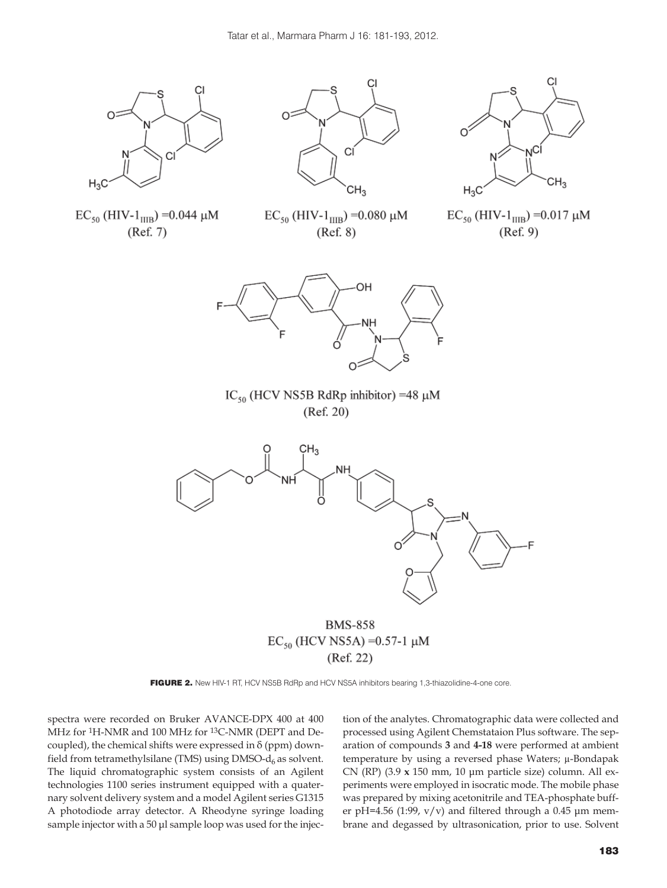$EC_{50}$ (HIV-$1_{IIIB}$) =0.044 μM
(Ref. 7)

$EC_{50}$ (HIV-$1_{IIIB}$) =0.080 μM
(Ref. 8)

$EC_{50}$ (HIV-$1_{IIIB}$) =0.017 μM
(Ref. 9)

$IC_{50}$ (HCV NS5B RdRp inhibitor) =48 μM
(Ref. 20)

BMS-858
$EC_{50}$ (HCV NS5A) =0.57-1 μM
(Ref. 22)

**FIGURE 2.** New HIV-1 RT, HCV NS5B RdRp and HCV NS5A inhibitors bearing 1,3-thiazolidine-4-one core.

spectra were recorded on Bruker AVANCE-DPX 400 at 400 MHz for $^{1}$H-NMR and 100 MHz for $^{13}$C-NMR (DEPT and Decoupled), the chemical shifts were expressed in δ (ppm) downfield from tetramethylsilane (TMS) using DMSO-$d_6$ as solvent. The liquid chromatographic system consists of an Agilent technologies 1100 series instrument equipped with a quaternary solvent delivery system and a model Agilent series G1315 A photodiode array detector. A Rheodyne syringe loading sample injector with a 50 µl sample loop was used for the injection of the analytes. Chromatographic data were collected and processed using Agilent Chemstataion Plus software. The separation of compounds **3** and **4-18** were performed at ambient temperature by using a reversed phase Waters; µ-Bondapak CN (RP) (3.9 **x** 150 mm, 10 µm particle size) column. All experiments were employed in isocratic mode. The mobile phase was prepared by mixing acetonitrile and TEA-phosphate buffer pH=4.56 (1:99, v/v) and filtered through a 0.45 µm membrane and degassed by ultrasonication, prior to use. Solvent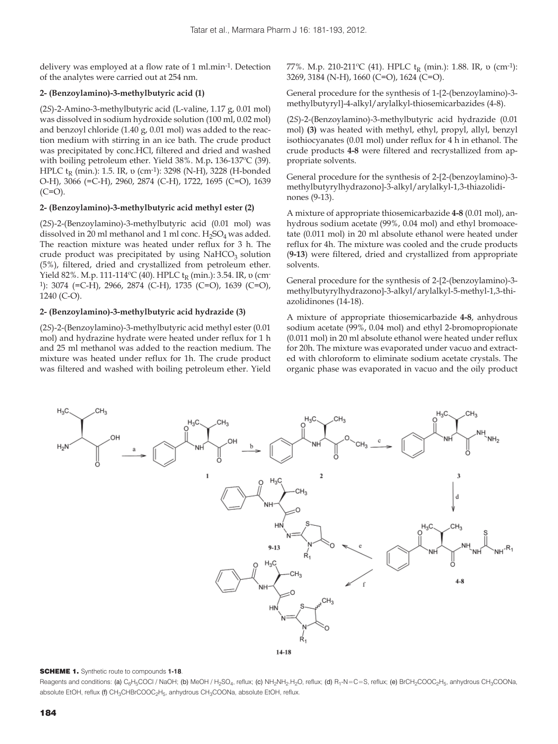delivery was employed at a flow rate of 1 ml.min$^{-1}$. Detection of the analytes were carried out at 254 nm.

**2- (Benzoylamino)-3-methylbutyric acid (1)**

(2*S*)-2-Amino-3-methylbutyric acid (L-valine, 1.17 g, 0.01 mol) was dissolved in sodium hydroxide solution (100 ml, 0.02 mol) and benzoyl chloride (1.40 g, 0.01 mol) was added to the reaction medium with stirring in an ice bath. The crude product was precipitated by conc.HCl, filtered and dried and washed with boiling petroleum ether. Yield 38%. M.p**.** 136-137ºC (39). HPLC $t_R$ (min.): 1.5. IR, υ (cm$^{-1}$): 3298 (N-H), 3228 (H-bonded O-H), 3066 (=C-H), 2960, 2874 (C-H), 1722, 1695 (C=O), 1639 (C=O).

**2- (Benzoylamino)-3-methylbutyric acid methyl ester (2)**

(2*S*)-2-(Benzoylamino)-3-methylbutyric acid (0.01 mol) was dissolved in 20 ml methanol and 1 ml conc. $H_2SO_4$ was added. The reaction mixture was heated under reflux for 3 h. The crude product was precipitated by using $NaHCO_3$ solution (5%), filtered, dried and crystallized from petroleum ether. Yield 82%. M.p. 111-114ºC (40). HPLC $t_R$ (min.): 3.54. IR, υ (cm$^{-1}$): 3074 (=C-H), 2966, 2874 (C-H), 1735 (C=O), 1639 (C=O), 1240 (C-O).

**2- (Benzoylamino)-3-methylbutyric acid hydrazide (3)**

(2*S*)-2-(Benzoylamino)-3-methylbutyric acid methyl ester (0.01 mol) and hydrazine hydrate were heated under reflux for 1 h and 25 ml methanol was added to the reaction medium. The mixture was heated under reflux for 1h. The crude product was filtered and washed with boiling petroleum ether. Yield 77%. M.p. 210-211ºC (41). HPLC $t_R$ (min.): 1.88. IR, υ (cm$^{-1}$): 3269, 3184 (N-H), 1660 (C=O), 1624 (C=O).

General procedure for the synthesis of 1-[2-(benzoylamino)-3-methylbutyryl]-4-alkyl/arylalkyl-thiosemicarbazides (4-8).

(2*S*)-2-(Benzoylamino)-3-methylbutyric acid hydrazide (0.01 mol) **(3)** was heated with methyl, ethyl, propyl, allyl, benzyl isothiocyanates (0.01 mol) under reflux for 4 h in ethanol. The crude products **4-8** were filtered and recrystallized from appropriate solvents.

General procedure for the synthesis of 2-[2-(benzoylamino)-3-methylbutyrylhydrazono]-3-alkyl/arylalkyl-1,3-thiazolidinones (9-13).

A mixture of appropriate thiosemicarbazide **4-8** (0.01 mol), anhydrous sodium acetate (99%, 0.04 mol) and ethyl bromoacetate (0.011 mol) in 20 ml absolute ethanol were heated under reflux for 4h. The mixture was cooled and the crude products (**9-13**) were filtered, dried and crystallized from appropriate solvents.

General procedure for the synthesis of 2-[2-(benzoylamino)-3-methylbutyrylhydrazono]-3-alkyl/arylalkyl-5-methyl-1,3-thiazolidinones (14-18).

A mixture of appropriate thiosemicarbazide **4-8**, anhydrous sodium acetate (99%, 0.04 mol) and ethyl 2-bromopropionate (0.011 mol) in 20 ml absolute ethanol were heated under reflux for 20h. The mixture was evaporated under vacuo and extracted with chloroform to eliminate sodium acetate crystals. The organic phase was evaporated in vacuo and the oily product

**SCHEME 1.** Synthetic route to compounds **1-18**.

Reagents and conditions: (a) $C_6H_5COCl$ / NaOH; (b) MeOH / $H_2SO_4$, reflux; (c) $NH_2NH_2.H_2O$, reflux; (d) $R_1$-N=C=S, reflux; (e) $BrCH_2COOC_2H_5$, anhydrous $CH_3COONa$, absolute EtOH, reflux (f) $CH_3CHBrCOOC_2H_5$, anhydrous $CH_3COONa$, absolute EtOH, reflux.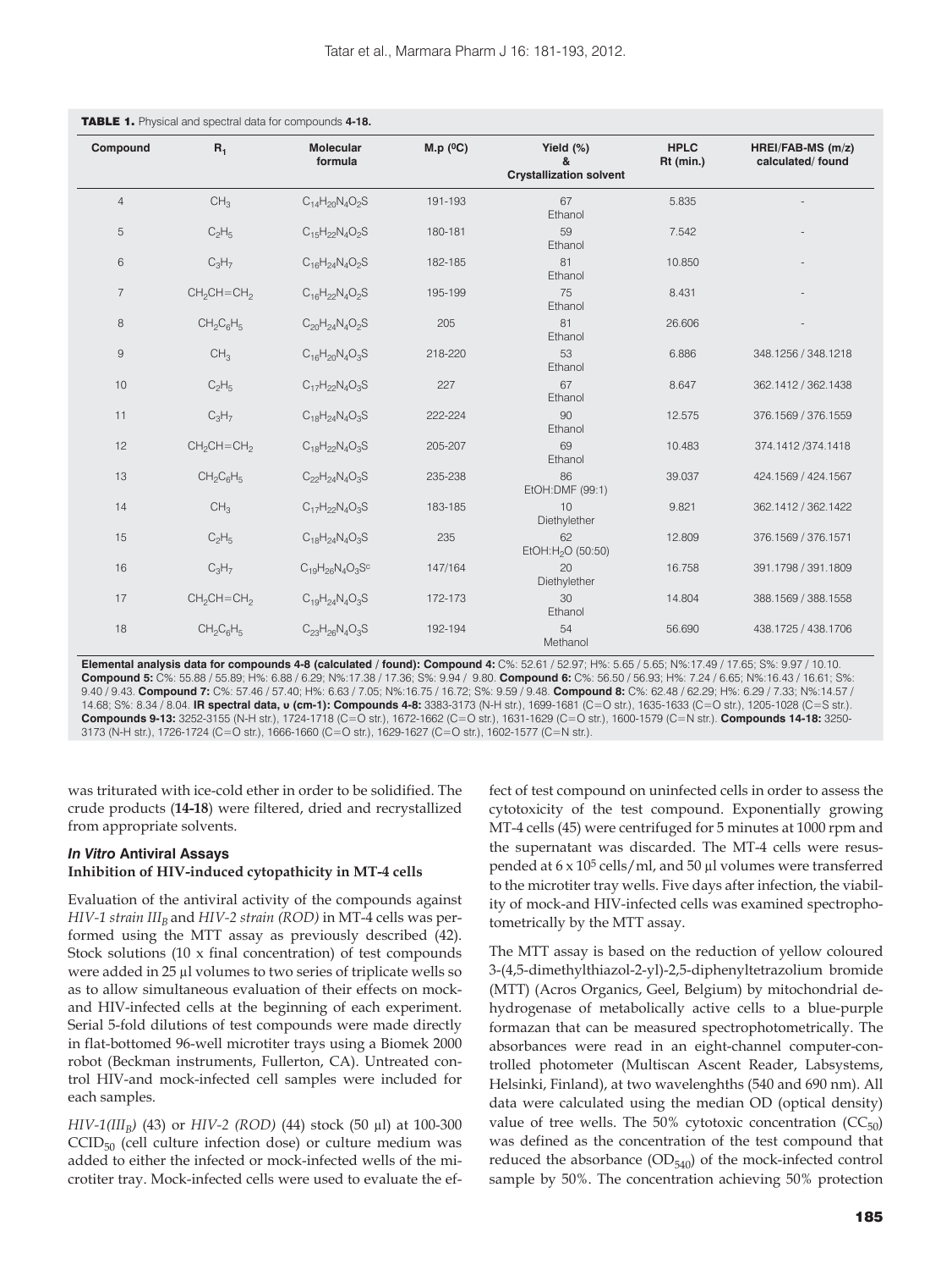**TABLE 1.** Physical and spectral data for compounds **4-18.**

| Compound | $R_1$ | Molecular formula | M.p (ºC) | Yield (%) & Crystallization solvent | HPLC Rt (min.) | HREI/FAB-MS (m/z) calculated/ found |
|---|---|---|---|---|---|---|
| 4 | $CH_3$ | $C_{14}H_{20}N_4O_2S$ | 191-193 | 67 Ethanol | 5.835 | - |
| 5 | $C_2H_5$ | $C_{15}H_{22}N_4O_2S$ | 180-181 | 59 Ethanol | 7.542 | - |
| 6 | $C_3H_7$ | $C_{16}H_{24}N_4O_2S$ | 182-185 | 81 Ethanol | 10.850 | - |
| 7 | $CH_2CH{=}CH_2$ | $C_{16}H_{22}N_4O_2S$ | 195-199 | 75 Ethanol | 8.431 | - |
| 8 | $CH_2C_6H_5$ | $C_{20}H_{24}N_4O_2S$ | 205 | 81 Ethanol | 26.606 | - |
| 9 | $CH_3$ | $C_{16}H_{20}N_4O_3S$ | 218-220 | 53 Ethanol | 6.886 | 348.1256 / 348.1218 |
| 10 | $C_2H_5$ | $C_{17}H_{22}N_4O_3S$ | 227 | 67 Ethanol | 8.647 | 362.1412 / 362.1438 |
| 11 | $C_3H_7$ | $C_{18}H_{24}N_4O_3S$ | 222-224 | 90 Ethanol | 12.575 | 376.1569 / 376.1559 |
| 12 | $CH_2CH{=}CH_2$ | $C_{18}H_{22}N_4O_3S$ | 205-207 | 69 Ethanol | 10.483 | 374.1412 /374.1418 |
| 13 | $CH_2C_6H_5$ | $C_{22}H_{24}N_4O_3S$ | 235-238 | 86 EtOH:DMF (99:1) | 39.037 | 424.1569 / 374.1567 |
| 14 | $CH_3$ | $C_{17}H_{22}N_4O_3S$ | 183-185 | 10 Diethylether | 9.821 | 362.1412 / 362.1422 |
| 15 | $C_2H_5$ | $C_{18}H_{24}N_4O_3S$ | 235 | 62 EtOH:$H_2O$ (50:50) | 12.809 | 376.1569 / 376.1571 |
| 16 | $C_3H_7$ | $C_{19}H_{26}N_4O_3S^c$ | 147/164 | 20 Diethylether | 16.758 | 391.1798 / 391.1809 |
| 17 | $CH_2CH{=}CH_2$ | $C_{19}H_{24}N_4O_3S$ | 172-173 | 30 Ethanol | 14.804 | 388.1569 / 388.1558 |
| 18 | $CH_2C_6H_5$ | $C_{23}H_{26}N_4O_3S$ | 192-194 | 54 Methanol | 56.690 | 438.1725 / 438.1706 |

**Elemental analysis data for compounds 4-8 (calculated / found): Compound 4:** C%: 52.61 / 52.97; H%: 5.65 / 5.65; N%:17.49 / 17.65; S%: 9.97 / 10.10. **Compound 5:** C%: 55.88 / 55.89; H%: 6.88 / 6.29; N%:17.38 / 17.36; S%: 9.94 / 9.80. **Compound 6:** C%: 56.50 / 56.93; H%: 7.24 / 6.65; N%:16.43 / 16.61; S%: 9.40 / 9.43. **Compound 7:** C%: 57.46 / 57.40; H%: 6.63 / 7.05; N%:16.75 / 16.72; S%: 9.59 / 9.48. **Compound 8:** C%: 62.48 / 62.29; H%: 6.29 / 7.33; N%:14.57 / 14.68; S%: 8.34 / 8.04. **IR spectral data, υ (cm-1): Compounds 4-8:** 3383-3173 (N-H str.), 1699-1681 (C=O str.), 1635-1633 (C=O str.), 1205-1028 (C=S str.). **Compounds 9-13:** 3252-3155 (N-H str.), 1724-1718 (C=O str.), 1672-1662 (C=O str.), 1631-1629 (C=O str.), 1600-1579 (C=N str.). **Compounds 14-18:** 3250-3173 (N-H str.), 1726-1724 (C=O str.), 1666-1660 (C=O str.), 1629-1627 (C=O str.), 1602-1577 (C=N str.).

was triturated with ice-cold ether in order to be solidified. The crude products (**14-18**) were filtered, dried and recrystallized from appropriate solvents.

### *In Vitro* Antiviral Assays

#### Inhibition of HIV-induced cytopathicity in MT-4 cells

Evaluation of the antiviral activity of the compounds against *HIV-1 strain $III_B$* and *HIV-2 strain (ROD)* in MT-4 cells was performed using the MTT assay as previously described (42). Stock solutions (10 x final concentration) of test compounds were added in 25 µl volumes to two series of triplicate wells so as to allow simultaneous evaluation of their effects on mock- and HIV-infected cells at the beginning of each experiment. Serial 5-fold dilutions of test compounds were made directly in flat-bottomed 96-well microtiter trays using a Biomek 2000 robot (Beckman instruments, Fullerton, CA). Untreated control HIV-and mock-infected cell samples were included for each samples.

*HIV-1($III_B$)* (43) or *HIV-2 (ROD)* (44) stock (50 µl) at 100-300 $CCID_{50}$ (cell culture infection dose) or culture medium was added to either the infected or mock-infected wells of the microtiter tray. Mock-infected cells were used to evaluate the effect of test compound on uninfected cells in order to assess the cytotoxicity of the test compound. Exponentially growing MT-4 cells (45) were centrifuged for 5 minutes at 1000 rpm and the supernatant was discarded. The MT-4 cells were resuspended at $6 \times 10^5$ cells/ml, and 50 µl volumes were transferred to the microtiter tray wells. Five days after infection, the viability of mock-and HIV-infected cells was examined spectrophotometrically by the MTT assay.

The MTT assay is based on the reduction of yellow coloured 3-(4,5-dimethylthiazol-2-yl)-2,5-diphenyltetrazolium bromide (MTT) (Acros Organics, Geel, Belgium) by mitochondrial dehydrogenase of metabolically active cells to a blue-purple formazan that can be measured spectrophotometrically. The absorbances were read in an eight-channel computer-controlled photometer (Multiscan Ascent Reader, Labsystems, Helsinki, Finland), at two wavelenghths (540 and 690 nm). All data were calculated using the median OD (optical density) value of tree wells. The 50% cytotoxic concentration ($CC_{50}$) was defined as the concentration of the test compound that reduced the absorbance ($OD_{540}$) of the mock-infected control sample by 50%. The concentration achieving 50% protection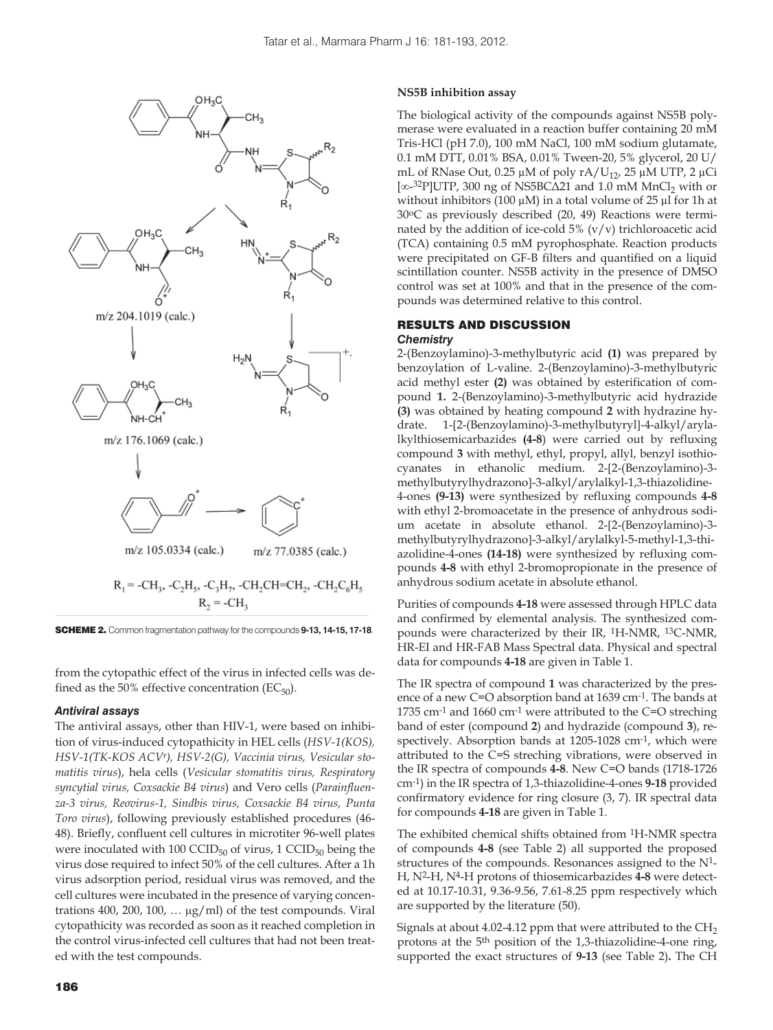m/z 204.1019 (calc.)

m/z 176.1069 (calc.)

m/z 105.0334 (calc.)

m/z 77.0385 (calc.)

$R_1$ = $-CH_3$, $-C_2H_5$, $-C_3H_7$, $-CH_2CH{=}CH_2$, $-CH_2C_6H_5$

$R_2$ = $-CH_3$

**SCHEME 2.** Common fragmentation pathway for the compounds **9-13, 14-15, 17-18**.

from the cytopathic effect of the virus in infected cells was defined as the 50% effective concentration ($EC_{50}$).

### *Antiviral assays*

The antiviral assays, other than HIV-1, were based on inhibition of virus-induced cytopathicity in HEL cells (*HSV-1(KOS), HSV-1(TK-KOS ACV$^r$), HSV-2(G), Vaccinia virus, Vesicular stomatitis virus*), hela cells (*Vesicular stomatitis virus, Respiratory syncytial virus, Coxsackie B4 virus*) and Vero cells (*Parainfluenza-3 virus, Reovirus-1, Sindbis virus, Coxsackie B4 virus, Punta Toro virus*), following previously established procedures (46-48). Briefly, confluent cell cultures in microtiter 96-well plates were inoculated with 100 $CCID_{50}$ of virus, 1 $CCID_{50}$ being the virus dose required to infect 50% of the cell cultures. After a 1h virus adsorption period, residual virus was removed, and the cell cultures were incubated in the presence of varying concentrations 400, 200, 100, … µg/ml) of the test compounds. Viral cytopathicity was recorded as soon as it reached completion in the control virus-infected cell cultures that had not been treated with the test compounds.

### NS5B inhibition assay

The biological activity of the compounds against NS5B polymerase were evaluated in a reaction buffer containing 20 mM Tris-HCl (pH 7.0), 100 mM NaCl, 100 mM sodium glutamate, 0.1 mM DTT, 0.01% BSA, 0.01% Tween-20, 5% glycerol, 20 U/mL of RNase Out, 0.25 µM of poly rA/$U_{12}$, 25 µM UTP, 2 µCi [∞-$^{32}$P]UTP, 300 ng of NS5BCΔ21 and 1.0 mM $MnCl_2$ with or without inhibitors (100 µM) in a total volume of 25 µl for 1h at 30°C as previously described (20, 49) Reactions were terminated by the addition of ice-cold 5% (v/v) trichloroacetic acid (TCA) containing 0.5 mM pyrophosphate. Reaction products were precipitated on GF-B filters and quantified on a liquid scintillation counter. NS5B activity in the presence of DMSO control was set at 100% and that in the presence of the compounds was determined relative to this control.

## RESULTS AND DISCUSSION

### *Chemistry*

2-(Benzoylamino)-3-methylbutyric acid **(1)** was prepared by benzoylation of L-valine. 2-(Benzoylamino)-3-methylbutyric acid methyl ester **(2)** was obtained by esterification of compound **1.** 2-(Benzoylamino)-3-methylbutyric acid hydrazide **(3)** was obtained by heating compound **2** with hydrazine hydrate. 1-[2-(Benzoylamino)-3-methylbutyryl]-4-alkyl/arylalkylthiosemicarbazides **(4-8)** were carried out by refluxing compound **3** with methyl, ethyl, propyl, allyl, benzyl isothiocyanates in ethanolic medium. 2-[2-(Benzoylamino)-3-methylbutyrylhydrazono]-3-alkyl/arylalkyl-1,3-thiazolidine-4-ones **(9-13)** were synthesized by refluxing compounds **4-8** with ethyl 2-bromoacetate in the presence of anhydrous sodium acetate in absolute ethanol. 2-[2-(Benzoylamino)-3-methylbutyrylhydrazono]-3-alkyl/arylalkyl-5-methyl-1,3-thiazolidine-4-ones **(14-18)** were synthesized by refluxing compounds **4-8** with ethyl 2-bromopropionate in the presence of anhydrous sodium acetate in absolute ethanol.

Purities of compounds **4-18** were assessed through HPLC data and confirmed by elemental analysis. The synthesized compounds were characterized by their IR, $^1$H-NMR, $^{13}$C-NMR, HR-EI and HR-FAB Mass Spectral data. Physical and spectral data for compounds **4-18** are given in Table 1.

The IR spectra of compound **1** was characterized by the presence of a new C=O absorption band at 1639 cm$^{-1}$. The bands at 1735 cm$^{-1}$ and 1660 cm$^{-1}$ were attributed to the C=O streching band of ester (compound **2**) and hydrazide (compound **3**), respectively. Absorption bands at 1205-1028 cm$^{-1}$, which were attributed to the C=S streching vibrations, were observed in the IR spectra of compounds **4-8**. New C=O bands (1718-1726 cm$^{-1}$) in the IR spectra of 1,3-thiazolidine-4-ones **9-18** provided confirmatory evidence for ring closure (3, 7). IR spectral data for compounds **4-18** are given in Table 1.

The exhibited chemical shifts obtained from $^1$H-NMR spectra of compounds **4-8** (see Table 2) all supported the proposed structures of the compounds. Resonances assigned to the $N^1$-H, $N^2$-H, $N^4$-H protons of thiosemicarbazides **4-8** were detected at 10.17-10.31, 9.36-9.56, 7.61-8.25 ppm respectively which are supported by the literature (50).

Signals at about 4.02-4.12 ppm that were attributed to the $CH_2$ protons at the 5$^{th}$ position of the 1,3-thiazolidine-4-one ring, supported the exact structures of **9-13** (see Table 2)**.** The CH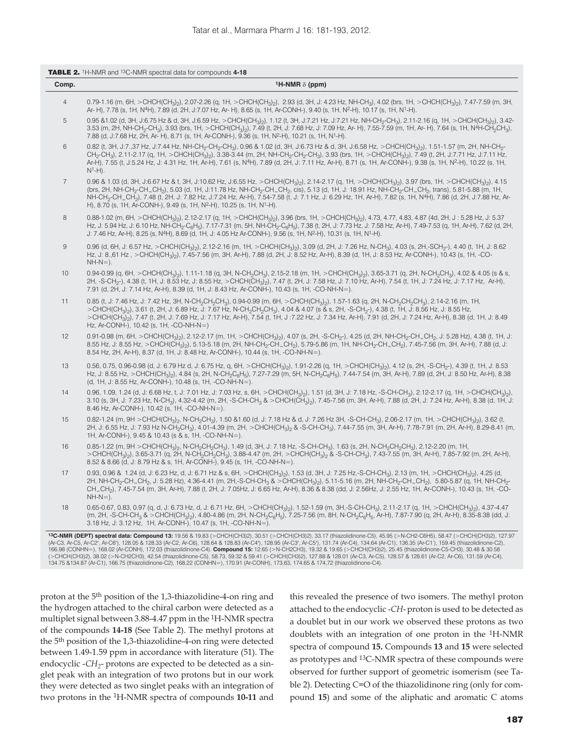**TABLE 2.** $^1$H-NMR and $^{13}$C-NMR spectral data for compounds **4-18**

| Comp. | $^1$H-NMR δ (ppm) |
|---|---|
| 4 | 0.79-1.16 (m, 6H, >CHCH(CH$_3$)$_2$), 2.07-2.26 (q, 1H, >CHCH(CH$_3$)$_2$), 2.93 (d, 3H, J: 4.23 Hz, NH-CH$_3$), 4.02 (brs, 1H, >CHCH(CH$_3$)$_2$), 7.47-7.59 (m, 3H, Ar- H), 7.78 (s, 1H, N$^4$H), 7.89 (d, 2H, J:7.07 Hz, Ar- H), 8.65 (s, 1H, Ar-CONH-), 9.40 (s, 1H, N$^2$-H), 10.17 (s, 1H, N$^1$-H). |
| 5 | 0.95 &1.02 (d, 3H, J:6.75 Hz & d, 3H, J:6.59 Hz, >CHCH(CH$_3$)$_2$), 1.12 (t, 3H, J:7.21 Hz, J:7.21 Hz, NH-CH$_2$-CH$_3$), 2.11-2.16 (q, 1H, >CHCH(CH$_3$)$_2$), 3.42-3.53 (m, 2H, NH-CH$_2$-CH$_3$), 3.93 (brs, 1H, >CHCH(CH$_3$)$_2$), 7.49 (t, 2H, J: 7.68 Hz, J: 7.09 Hz, Ar- H), 7.55-7.59 (m, 1H, Ar- H), 7.64 (s, 1H, N$^4$H-CH$_2$CH$_3$), 7.88 (d, J:7.68 Hz, 2H, Ar- H), 8.71 (s, 1H, Ar-CONH-), 9.36 (s, 1H, N$^2$-H), 10.21 (s, 1H, N$^1$-H). |
| 6 | 0.82 (t, 3H, J:7.,37 Hz, J:7.44 Hz, NH-CH$_2$-CH$_2$-CH$_3$), 0.96 & 1.02 (d, 3H, J:6.73 Hz & d, 3H, J:6.58 Hz, >CHCH(CH$_3$)$_2$), 1.51-1.57 (m, 2H, NH-CH$_2$-CH$_2$-CH$_3$), 2.11-2.17 (q, 1H, >CHCH(CH$_3$)$_2$), 3.38-3.44 (m, 2H, NH-CH$_2$-CH$_2$-CH$_3$), 3.93 (brs, 1H, >CHCH(CH$_3$)$_2$), 7.49 (t, 2H, J:7.71 Hz, J:7.11 Hz, Ar-H), 7.55 (t, J:5.24 Hz, J: 4.31 Hz, 1H, Ar-H), 7.61 (s, N$^4$H), 7.89 (d, 2H, J: 7.11 Hz, Ar-H), 8.71 (s, 1H, Ar-CONH-), 9.38 (s, 1H, N$^2$-H), 10.22 (s, 1H, N$^1$-H). |
| 7 | 0.96 & 1.03 (d, 3H, J:6.67 Hz & t, 3H, J:10.62 Hz, J:6.55 Hz, >CHCH(CH$_3$)$_2$), 2.14-2.17 (q, 1H, >CHCH(CH$_3$)$_2$), 3.97 (brs, 1H, >CHCH(CH$_3$)$_2$), 4.15 (brs, 2H, NH-CH$_2$-CH$_=$CH$_2$), 5.03 (d, 1H, J:11.78 Hz, NH-CH$_2$-CH$_=$CH$_2$, cis), 5.13 (d, 1H, J: 18.91 Hz, NH-CH$_2$-CH$_=$CH$_2$, trans), 5.81-5.88 (m, 1H, NH-CH$_2$-CH$_=$CH$_2$), 7.48 (t, 2H, J: 7.82 Hz, J:7.24 Hz, Ar-H), 7.54-7.58 (t, J: 7.1 Hz, J: 6.29 Hz, 1H, Ar-H), 7.82 (s, 1H, N$^4$H), 7.86 (d, 2H, J:7.88 Hz, Ar-H), 8.70 (s, 1H, Ar-CONH-), 9.49 (s, 1H, N$^2$-H), 10.25 (s, 1H, N$^1$-H). |
| 8 | 0.88-1.02 (m, 6H, >CHCH(CH$_3$)$_2$), 2.12-2.17 (q, 1H, >CHCH(CH$_3$)$_2$), 3.96 (brs, 1H, >CHCH(CH$_3$)$_2$), 4.73, 4.77, 4.83, 4.87 (4d, 2H, J : 5.28 Hz, J: 5.37 Hz, J: 5.94 Hz, J: 6.10 Hz, NH-CH$_2$-C$_6$H$_5$), 7.17-7.31 (m, 5H, NH-CH$_2$-C$_6$H$_5$), 7.38 (t, 2H, J: 7.73 Hz, J: 7.58 Hz, Ar-H), 7.49-7.53 (q, 1H, Ar-H), 7.62 (d, 2H, J: 7.46 Hz, Ar-H), 8.25 (s, N$^4$H), 8.69 (d, 1H, J: 4.05 Hz Ar-CONH-), 9.56 (s, 1H, N$^2$-H), 10.31 (s, 1H, N$^1$-H). |
| 9 | 0.96 (d, 6H, J: 6.57 Hz, >CHCH(CH$_3$)$_2$), 2.12-2.16 (m, 1H, >CHCH(CH$_3$)$_2$), 3.09 (d, 2H, J: 7.26 Hz, N-CH$_3$), 4.03 (s, 2H,-SCH$_2$-), 4.40 (t, 1H, J: 8.62 Hz, J: 8.,61 Hz , >CHCH(CH$_3$)$_2$), 7.45-7.56 (m, 3H, Ar-H), 7.88 (d, 2H, J: 8.52 Hz, Ar-H), 8.39 (d, 1H, J: 8.53 Hz, Ar-CONH-), 10.43 (s, 1H, -CO-NH-N=). |
| 10 | 0.94-0.99 (q, 6H, >CHCH(CH$_3$)$_2$), 1.11-1.18 (q, 3H, N-CH$_2$CH$_3$), 2.15-2.18 (m, 1H, >CHCH(CH$_3$)$_2$), 3.65-3.71 (q, 2H, N-CH$_2$CH$_3$), 4.02 & 4.05 (s & s, 2H, -S-CH$_2$-), 4.38 (t, 1H, J: 8.53 Hz, J: 8.55 Hz, >CHCH(CH$_3$)$_2$), 7.47 (t, 2H, J: 7.58 Hz, J: 7.10 Hz, Ar-H), 7.54 (t, 1H, J: 7.24 Hz, J: 7.17 Hz, Ar-H), 7.91 (d, 2H, J: 7.14 Hz, Ar-H), 8.39 (d, 1H, J: 8.43 Hz, Ar-CONH-), 10.43 (s, 1H, -CO-NH-N=). |
| 11 | 0.85 (t, J: 7.46 Hz, J: 7.42 Hz, 3H, N-CH$_2$CH$_2$CH$_3$), 0.94-0.99 (m, 6H, >CHCH(CH$_3$)$_2$), 1.57-1.63 (q, 2H, N-CH$_2$CH$_2$CH$_3$), 2.14-2.16 (m, 1H, >CHCH(CH$_3$)$_2$), 3.61 (t, 2H, J: 6.89 Hz, J: 7.67 Hz, N-CH$_2$CH$_2$CH$_3$), 4.04 & 4.07 (s & s, 2H, -S-CH$_2$-), 4.38 (t, 1H, J: 8.56 Hz, J: 8.55 Hz, >CHCH(CH$_3$)$_2$), 7.47 (t, 2H, J: 7.69 Hz, J: 7.17 Hz, Ar-H), 7.54 (t, 1H, J :7.22 Hz, J: 7.34 Hz, Ar-H), 7.91 (d, 2H, J: 7.24 Hz, Ar-H), 8.38 (d, 1H, J: 8.49 Hz, Ar-CONH-), 10.42 (s, 1H, -CO-NH-N=) |
| 12 | 0.91-0.98 (m, 6H, >CHCH(CH$_3$)$_2$), 2.12-2.17 (m, 1H, >CHCH(CH$_3$)$_2$), 4.07 (s, 2H, -S-CH$_2$-), 4.25 (d, 2H, NH-CH$_2$-CH$_=$CH$_2$, J: 5.28 Hz), 4.38 (t, 1H, J: 8.55 Hz, J: 8.55 Hz, >CHCH(CH$_3$)$_2$), 5.13-5.18 (m, 2H, NH-CH$_2$-CH$_=$CH$_2$), 5.79-5.86 (m, 1H, NH-CH$_2$-CH$_=$CH$_2$), 7.45-7.56 (m, 3H, Ar-H), 7.88 (d, J: 8.54 Hz, 2H, Ar-H), 8.37 (d, 1H, J: 8.48 Hz, Ar-CONH-), 10.44 (s, 1H, -CO-NH-N=). |
| 13 | 0.56, 0.75, 0.96-0.98 (d, J: 6.79 Hz d, J: 6.75 Hz, q, 6H, >CHCH(CH$_3$)$_2$), 1.91-2.26 (q, 1H, >CHCH(CH$_3$)$_2$), 4.12 (s, 2H, -S-CH$_2$-), 4.39 (t, 1H, J: 8.53 Hz, J: 8.55 Hz, >CHCH(CH$_3$)$_2$), 4.84 (s, 2H, N-CH$_2$C$_6$H$_5$), 7.27-7.29 (m, 5H, N-CH$_2$C$_6$H$_5$), 7.44-7.54 (m, 3H, Ar-H), 7.89 (d, 2H, J: 8.50 Hz, Ar-H), 8.38 (d, 1H, J: 8.55 Hz, Ar-CONH-), 10.48 (s, 1H, -CO-NH-N=). |
| 14 | 0.96, 1.09, 1.24 (d, J: 6.68 Hz, t, J: 7.01 Hz, J: 7.03 Hz, s, 6H, >CHCH(CH$_3$)$_2$), 1.51 (d, 3H, J: 7.18 Hz, -S-CH-CH$_3$), 2.12-2.17 (q, 1H, >CHCH(CH$_3$)$_2$), 3.10 (s, 3H, J: 7.23 Hz, N-CH$_3$), 4.32-4.42 (m, 2H, -S-CH-CH$_3$ & >CHCH(CH$_3$)$_2$), 7.45-7.56 (m, 3H, Ar-H), 7.88 (d, 2H, J: 7.24 Hz, Ar-H), 8.38 (d, 1H, J: 8.46 Hz, Ar-CONH-), 10.42 (s, 1H, -CO-NH-N=). |
| 15 | 0.82-1.24 (m, 9H >CHCH(CH$_3$)$_2$, N-CH$_2$CH$_3$), 1.50 &1.60 (d, J: 7.18 Hz & d, J: 7.26 Hz 3H, -S-CH-CH$_3$), 2.06-2.17 (m, 1H, >CHCH(CH$_3$)$_2$), 3.62 (t, 2H, J: 6.55 Hz, J: 7.93 Hz N-CH$_2$CH$_3$), 4.01-4.39 (m, 2H, >CHCH(CH$_3$)$_2$ & -S-CH-CH$_3$), 7.44-7.55 (m, 3H, Ar-H), 7.78-7.91 (m, 2H, Ar-H), 8.29-8.41 (m, 1H, Ar-CONH-), 9.45 & 10.43 (s & s, 1H, -CO-NH-N=). |
| 16 | 0.85-1.22 (m, 9H >CHCH(CH$_3$)$_2$, N-CH$_2$CH$_2$CH$_3$), 1.49 (d, 3H, J: 7.18 Hz, -S-CH-CH$_3$), 1.63 (s, 2H, N-CH$_2$CH$_2$CH$_3$), 2.12-2.20 (m, 1H, >CHCH(CH$_3$)$_2$), 3.65-3.71 (q, 2H, N-CH$_2$CH$_2$CH$_3$), 3.88-4.47 (m, 2H, >CHCH(CH$_3$)$_2$ & -S-CH-CH$_3$), 7.43-7.55 (m, 3H, Ar-H), 7.85-7.92 (m, 2H, Ar-H), 8.52 & 8.66 (d, J: 8.79 Hz & s, 1H, Ar-CONH-), 9.45 (s, 1H, -CO-NH-N=). |
| 17 | 0.93, 0.96 & 1.24 (d, J: 6.23 Hz, d, J: 6.71 Hz & s, 6H, >CHCH(CH$_3$)$_2$), 1.53 (d, 3H, J: 7.25 Hz,-S-CH-CH$_3$), 2.13 (m, 1H, >CHCH(CH$_3$)$_2$), 4.25 (d, 2H, NH-CH$_2$-CH$_=$CH$_2$, J: 5.28 Hz), 4.36-4.41 (m, 2H,-S-CH-CH$_3$ & >CHCH(CH$_3$)$_2$), 5.11-5.16 (m, 2H, NH-CH$_2$-CH$_=$CH$_2$), 5.80-5.87 (q, 1H, NH-CH$_2$-CH$_=$CH$_2$), 7.45-7.54 (m, 3H, Ar-H), 7.88 (t, 2H, J: 7.05Hz, J: 6.65 Hz, Ar-H), 8.36 & 8.38 (dd, J: 2.56Hz, J: 2.55 Hz, 1H, Ar-CONH-), 10.43 (s, 1H, -CO-NH-N=). |
| 18 | 0.65-0.67, 0.83, 0.97 (q, d, J: 6.73 Hz, d, J: 6.71 Hz, 6H, >CHCH(CH$_3$)$_2$), 1.52-1.59 (m, 3H,-S-CH-CH$_3$), 2.11-2.17 (q, 1H, >CHCH(CH$_3$)$_2$), 4.37-4.47 (m, 2H, -S-CH-CH$_3$ & >CHCH(CH$_3$)$_2$), 4.80-4.86 (m, 2H, N-CH$_2$C$_6$H$_5$), 7.25-7.56 (m, 8H, N-CH$_2$C$_6$H$_5$, Ar-H), 7.87-7.90 (q, 2H, Ar-H), 8.35-8.38 (dd, J: 3.18 Hz, J: 3.12 Hz, 1H, Ar-CONH-), 10.47 (s, 1H, -CO-NH-N=). |

**$^{13}$C-NMR (DEPT) spectral data: Compound 13:** 19.56 & 19.83 (>CHCH(CH3)2), 30.51 (>CHCH(CH3)2), 33.17 (thiazolidinone-C5), 45.95 (>N-CH2-C6H5), 58.47 (>CHCH(CH3)2, 127.97 (Ar-C3, Ar-C5, Ar-C2′, Ar-C6′), 128.05 & 128.33 (Ar-C2, Ar-C6), 128.64 & 128.83 (Ar-C4′), 128.95 (Ar-C3′, Ar-C5′), 131.74 (Ar-C4), 134.64 (Ar-C1), 136.35 (Ar-C1′), 159.45 (thiazolidinone-C2), 166.98 (CONHN=), 168.02 (Ar-CONH), 172.03 (thiazolidinone-C4). **Compound 15:** 12.65 (>N-CH2CH3), 19.32 & 19.65 (>CHCH(CH3)2), 25.45 (thiazolidinone-C5-CH3), 30.48 & 30.58 (>CHCH(CH3)2), 38.02 (>N-CH2CH3), 42.54 (thiazolidinone-C5), 58.73, 59.32 & 59.41 (>CHCH(CH3)2), 127.88 & 128.01 (Ar-C3, Ar-C5), 128.57 & 128.61 (Ar-C2, Ar-C6), 131.59 (Ar-C4), 134.75 &134.87 (Ar-C1), 166.75 (thiazolidinone-C2), 168.22 (CONHN=), 170.91 (Ar-CONH), 173.63, 174.65 & 174,72 (thiazolidinone-C4).

proton at the 5$^{th}$ position of the 1,3-thiazolidine-4-on ring and the hydrogen attached to the chiral carbon were detected as a multiplet signal between 3.88-4.47 ppm in the $^1$H-NMR spectra of the compounds **14-18** (See Table 2). The methyl protons at the 5$^{th}$ position of the 1,3-thiazolidine-4-on ring were detected between 1.49-1.59 ppm in accordance with literature (51). The endocyclic -*CH$_2$*- protons are expected to be detected as a singlet peak with an integration of two protons but in our work they were detected as two singlet peaks with an integration of two protons in the $^1$H-NMR spectra of compounds **10-11** and this revealed the presence of two isomers. The methyl proton attached to the endocyclic -*CH*- proton is used to be detected as a doublet but in our work we observed these protons as two doublets with an integration of one proton in the $^1$H-NMR spectra of compound **15.** Compounds **13** and **15** were selected as prototypes and $^{13}$C-NMR spectra of these compounds were observed for further support of geometric isomerism (see Table 2). Detecting C=O of the thiazolidinone ring (only for compound **15**) and some of the aliphatic and aromatic C atoms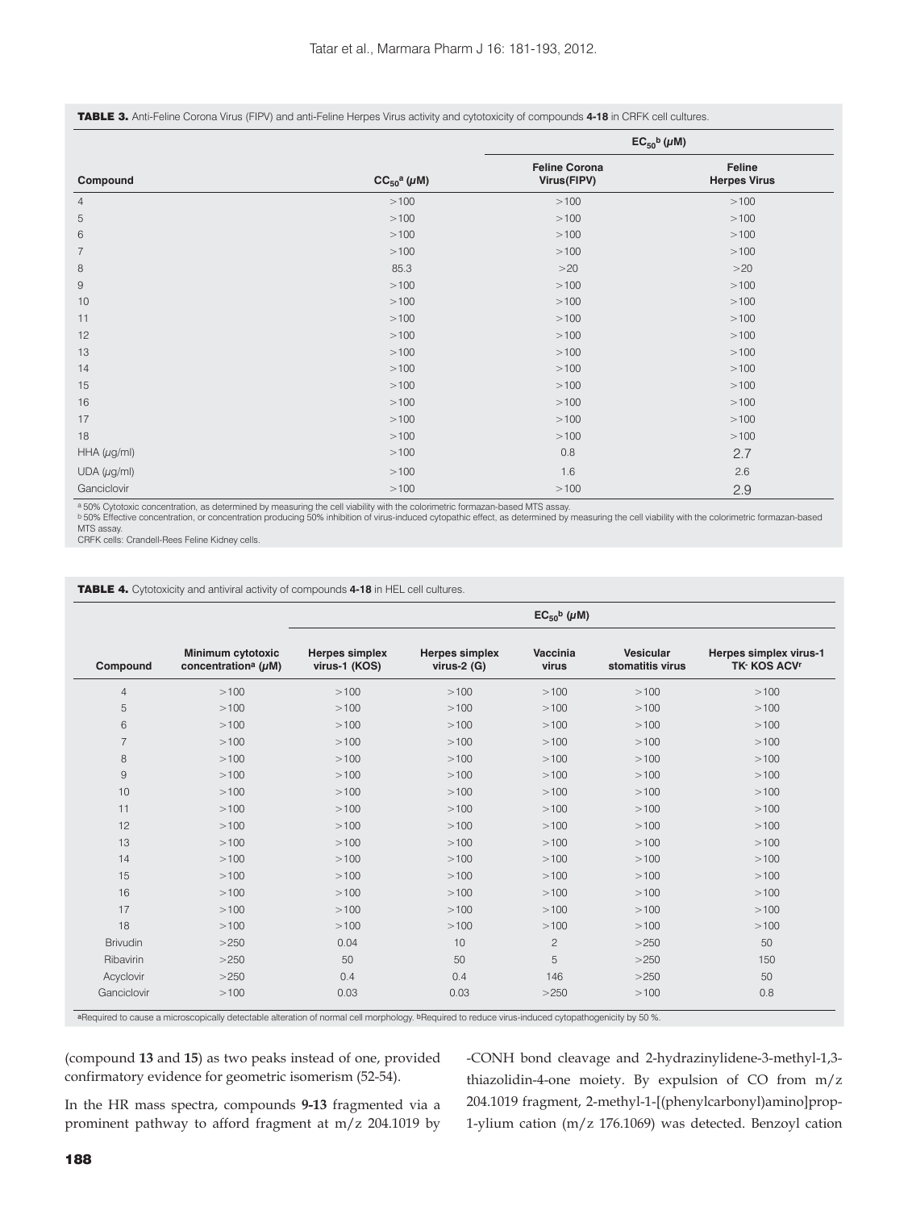**TABLE 3.** Anti-Feline Corona Virus (FIPV) and anti-Feline Herpes Virus activity and cytotoxicity of compounds **4-18** in CRFK cell cultures.

| Compound | $CC_{50}$[a] (μM) | $EC_{50}$[b] (μM) | |
|---|---|---|---|
| | | Feline Corona Virus(FIPV) | Feline Herpes Virus |
| 4 | >100 | >100 | >100 |
| 5 | >100 | >100 | >100 |
| 6 | >100 | >100 | >100 |
| 7 | >100 | >100 | >100 |
| 8 | 85.3 | >20 | >20 |
| 9 | >100 | >100 | >100 |
| 10 | >100 | >100 | >100 |
| 11 | >100 | >100 | >100 |
| 12 | >100 | >100 | >100 |
| 13 | >100 | >100 | >100 |
| 14 | >100 | >100 | >100 |
| 15 | >100 | >100 | >100 |
| 16 | >100 | >100 | >100 |
| 17 | >100 | >100 | >100 |
| 18 | >100 | >100 | >100 |
| HHA (μg/ml) | >100 | 0.8 | 2.7 |
| UDA (μg/ml) | >100 | 1.6 | 2.6 |
| Ganciclovir | >100 | >100 | 2.9 |

[a] 50% Cytotoxic concentration, as determined by measuring the cell viability with the colorimetric formazan-based MTS assay.
[b] 50% Effective concentration, or concentration producing 50% inhibition of virus-induced cytopathic effect, as determined by measuring the cell viability with the colorimetric formazan-based MTS assay.
CRFK cells: Crandell-Rees Feline Kidney cells.

**TABLE 4.** Cytotoxicity and antiviral activity of compounds **4-18** in HEL cell cultures.

| Compound | Minimum cytotoxic concentration[a] (μM) | $EC_{50}$[b] (μM) | | | | |
|---|---|---|---|---|---|---|
| | | Herpes simplex virus-1 (KOS) | Herpes simplex virus-2 (G) | Vaccinia virus | Vesicular stomatitis virus | Herpes simplex virus-1 TK- KOS ACVr |
| 4 | >100 | >100 | >100 | >100 | >100 | >100 |
| 5 | >100 | >100 | >100 | >100 | >100 | >100 |
| 6 | >100 | >100 | >100 | >100 | >100 | >100 |
| 7 | >100 | >100 | >100 | >100 | >100 | >100 |
| 8 | >100 | >100 | >100 | >100 | >100 | >100 |
| 9 | >100 | >100 | >100 | >100 | >100 | >100 |
| 10 | >100 | >100 | >100 | >100 | >100 | >100 |
| 11 | >100 | >100 | >100 | >100 | >100 | >100 |
| 12 | >100 | >100 | >100 | >100 | >100 | >100 |
| 13 | >100 | >100 | >100 | >100 | >100 | >100 |
| 14 | >100 | >100 | >100 | >100 | >100 | >100 |
| 15 | >100 | >100 | >100 | >100 | >100 | >100 |
| 16 | >100 | >100 | >100 | >100 | >100 | >100 |
| 17 | >100 | >100 | >100 | >100 | >100 | >100 |
| 18 | >100 | >100 | >100 | >100 | >100 | >100 |
| Brivudin | >250 | 0.04 | 10 | 2 | >250 | 50 |
| Ribavirin | >250 | 50 | 50 | 5 | >250 | 150 |
| Acyclovir | >250 | 0.4 | 0.4 | 146 | >250 | 50 |
| Ganciclovir | >100 | 0.03 | 0.03 | >250 | >100 | 0.8 |

[a]Required to cause a microscopically detectable alteration of normal cell morphology. [b]Required to reduce virus-induced cytopathogenicity by 50 %.

(compound **13** and **15**) as two peaks instead of one, provided confirmatory evidence for geometric isomerism (52-54).

In the HR mass spectra, compounds **9-13** fragmented via a prominent pathway to afford fragment at m/z 204.1019 by -CONH bond cleavage and 2-hydrazinylidene-3-methyl-1,3-thiazolidin-4-one moiety. By expulsion of CO from m/z 204.1019 fragment, 2-methyl-1-[(phenylcarbonyl)amino]prop-1-ylium cation (m/z 176.1069) was detected. Benzoyl cation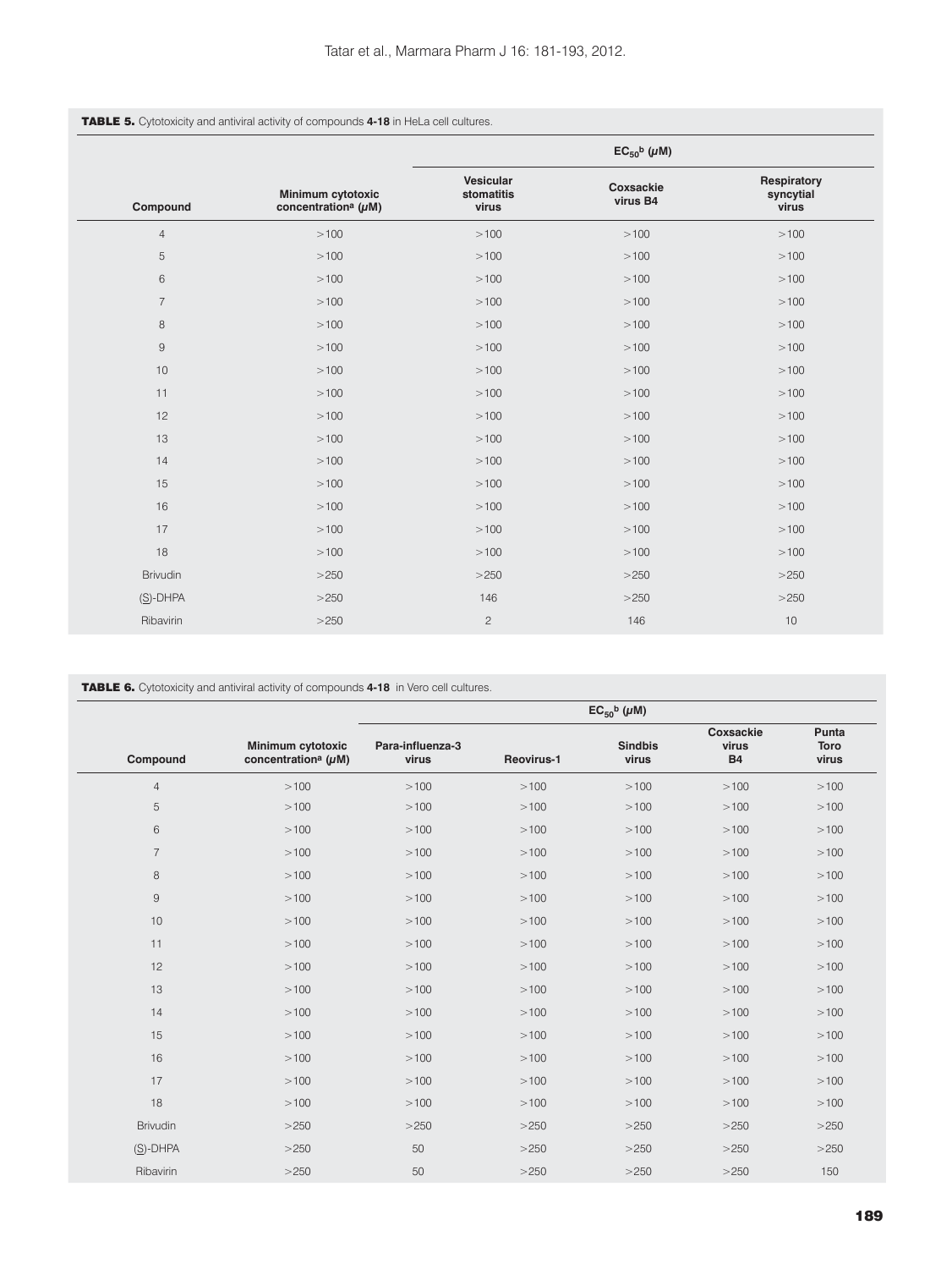**TABLE 5.** Cytotoxicity and antiviral activity of compounds **4-18** in HeLa cell cultures.

| Compound | Minimum cytotoxic concentration[a] ($\mu$M) | $EC_{50}$[b] ($\mu$M) | | |
|---|---|---|---|---|
| | | Vesicular stomatitis virus | Coxsackie virus B4 | Respiratory syncytial virus |
| 4 | >100 | >100 | >100 | >100 |
| 5 | >100 | >100 | >100 | >100 |
| 6 | >100 | >100 | >100 | >100 |
| 7 | >100 | >100 | >100 | >100 |
| 8 | >100 | >100 | >100 | >100 |
| 9 | >100 | >100 | >100 | >100 |
| 10 | >100 | >100 | >100 | >100 |
| 11 | >100 | >100 | >100 | >100 |
| 12 | >100 | >100 | >100 | >100 |
| 13 | >100 | >100 | >100 | >100 |
| 14 | >100 | >100 | >100 | >100 |
| 15 | >100 | >100 | >100 | >100 |
| 16 | >100 | >100 | >100 | >100 |
| 17 | >100 | >100 | >100 | >100 |
| 18 | >100 | >100 | >100 | >100 |
| Brivudin | >250 | >250 | >250 | >250 |
| (S)-DHPA | >250 | 146 | >250 | >250 |
| Ribavirin | >250 | 2 | 146 | 10 |

**TABLE 6.** Cytotoxicity and antiviral activity of compounds **4-18** in Vero cell cultures.

| Compound | Minimum cytotoxic concentration[a] ($\mu$M) | $EC_{50}$[b] ($\mu$M) | | | | |
|---|---|---|---|---|---|---|
| | | Para-influenza-3 virus | Reovirus-1 | Sindbis virus | Coxsackie virus B4 | Punta Toro virus |
| 4 | >100 | >100 | >100 | >100 | >100 | >100 |
| 5 | >100 | >100 | >100 | >100 | >100 | >100 |
| 6 | >100 | >100 | >100 | >100 | >100 | >100 |
| 7 | >100 | >100 | >100 | >100 | >100 | >100 |
| 8 | >100 | >100 | >100 | >100 | >100 | >100 |
| 9 | >100 | >100 | >100 | >100 | >100 | >100 |
| 10 | >100 | >100 | >100 | >100 | >100 | >100 |
| 11 | >100 | >100 | >100 | >100 | >100 | >100 |
| 12 | >100 | >100 | >100 | >100 | >100 | >100 |
| 13 | >100 | >100 | >100 | >100 | >100 | >100 |
| 14 | >100 | >100 | >100 | >100 | >100 | >100 |
| 15 | >100 | >100 | >100 | >100 | >100 | >100 |
| 16 | >100 | >100 | >100 | >100 | >100 | >100 |
| 17 | >100 | >100 | >100 | >100 | >100 | >100 |
| 18 | >100 | >100 | >100 | >100 | >100 | >100 |
| Brivudin | >250 | >250 | >250 | >250 | >250 | >250 |
| (S)-DHPA | >250 | 50 | >250 | >250 | >250 | >250 |
| Ribavirin | >250 | 50 | >250 | >250 | >250 | 150 |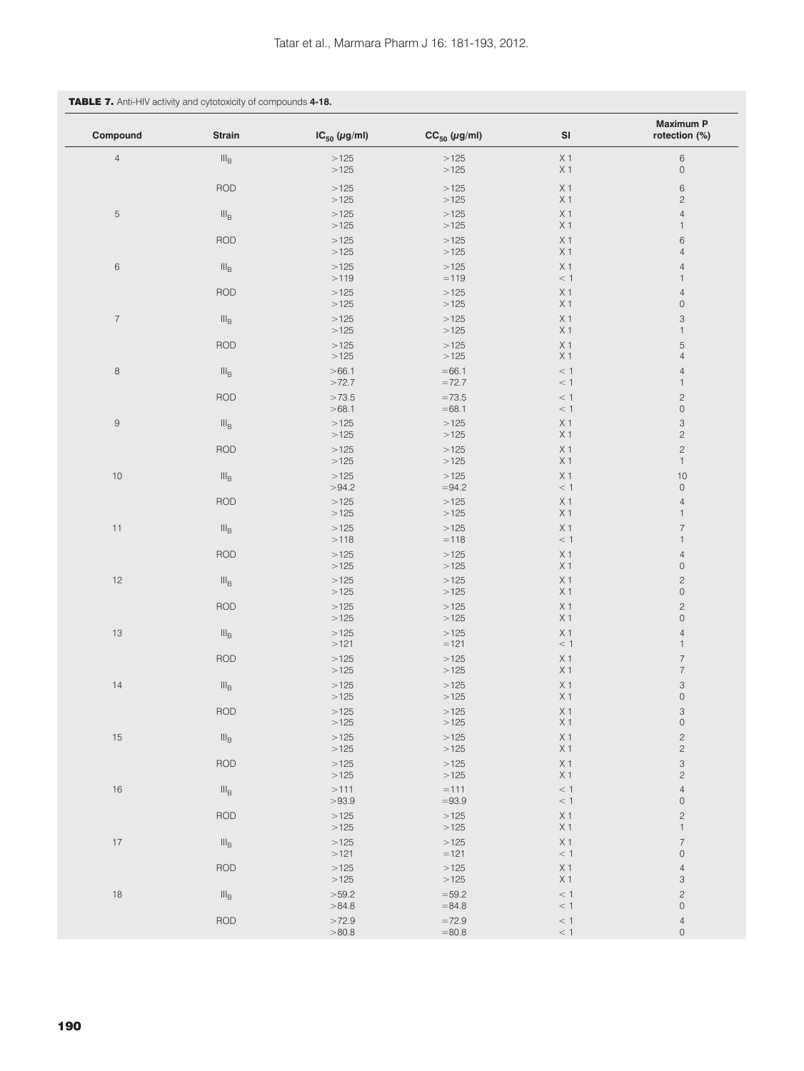**TABLE 7.** Anti-HIV activity and cytotoxicity of compounds **4-18.**

| Compound | Strain | $IC_{50}$ (μg/ml) | $CC_{50}$ (μg/ml) | SI | Maximum Protection (%) |
|---|---|---|---|---|---|
| 4 | $III_B$ | >125 | >125 | X 1 | 6 |
| | | >125 | >125 | X 1 | 0 |
| | ROD | >125 | >125 | X 1 | 6 |
| | | >125 | >125 | X 1 | 2 |
| 5 | $III_B$ | >125 | >125 | X 1 | 4 |
| | | >125 | >125 | X 1 | 1 |
| | ROD | >125 | >125 | X 1 | 6 |
| | | >125 | >125 | X 1 | 4 |
| 6 | $III_B$ | >125 | >125 | X 1 | 4 |
| | | >119 | =119 | < 1 | 1 |
| | ROD | >125 | >125 | X 1 | 4 |
| | | >125 | >125 | X 1 | 0 |
| 7 | $III_B$ | >125 | >125 | X 1 | 3 |
| | | >125 | >125 | X 1 | 1 |
| | ROD | >125 | >125 | X 1 | 5 |
| | | >125 | >125 | X 1 | 4 |
| 8 | $III_B$ | >66.1 | =66.1 | < 1 | 4 |
| | | >72.7 | =72.7 | < 1 | 1 |
| | ROD | >73.5 | =73.5 | < 1 | 2 |
| | | >68.1 | =68.1 | < 1 | 0 |
| 9 | $III_B$ | >125 | >125 | X 1 | 3 |
| | | >125 | >125 | X 1 | 2 |
| | ROD | >125 | >125 | X 1 | 2 |
| | | >125 | >125 | X 1 | 1 |
| 10 | $III_B$ | >125 | >125 | X 1 | 10 |
| | | >94.2 | =94.2 | < 1 | 0 |
| | ROD | >125 | >125 | X 1 | 4 |
| | | >125 | >125 | X 1 | 1 |
| 11 | $III_B$ | >125 | >125 | X 1 | 7 |
| | | >118 | =118 | < 1 | 1 |
| | ROD | >125 | >125 | X 1 | 4 |
| | | >125 | >125 | X 1 | 0 |
| 12 | $III_B$ | >125 | >125 | X 1 | 2 |
| | | >125 | >125 | X 1 | 0 |
| | ROD | >125 | >125 | X 1 | 2 |
| | | >125 | >125 | X 1 | 0 |
| 13 | $III_B$ | >125 | >125 | X 1 | 4 |
| | | >121 | =121 | < 1 | 1 |
| | ROD | >125 | >125 | X 1 | 7 |
| | | >125 | >125 | X 1 | 7 |
| 14 | $III_B$ | >125 | >125 | X 1 | 3 |
| | | >125 | >125 | X 1 | 0 |
| | ROD | >125 | >125 | X 1 | 3 |
| | | >125 | >125 | X 1 | 0 |
| 15 | $III_B$ | >125 | >125 | X 1 | 2 |
| | | >125 | >125 | X 1 | 2 |
| | ROD | >125 | >125 | X 1 | 3 |
| | | >125 | >125 | X 1 | 2 |
| 16 | $III_B$ | >111 | =111 | < 1 | 4 |
| | | >93.9 | =93.9 | < 1 | 0 |
| | ROD | >125 | >125 | X 1 | 2 |
| | | >125 | >125 | X 1 | 1 |
| 17 | $III_B$ | >125 | >125 | X 1 | 7 |
| | | >121 | =121 | < 1 | 0 |
| | ROD | >125 | >125 | X 1 | 4 |
| | | >125 | >125 | X 1 | 3 |
| 18 | $III_B$ | >59.2 | =59.2 | < 1 | 2 |
| | | >84.8 | =84.8 | < 1 | 0 |
| | ROD | >72.9 | =72.9 | < 1 | 4 |
| | | >80.8 | =80.8 | < 1 | 0 |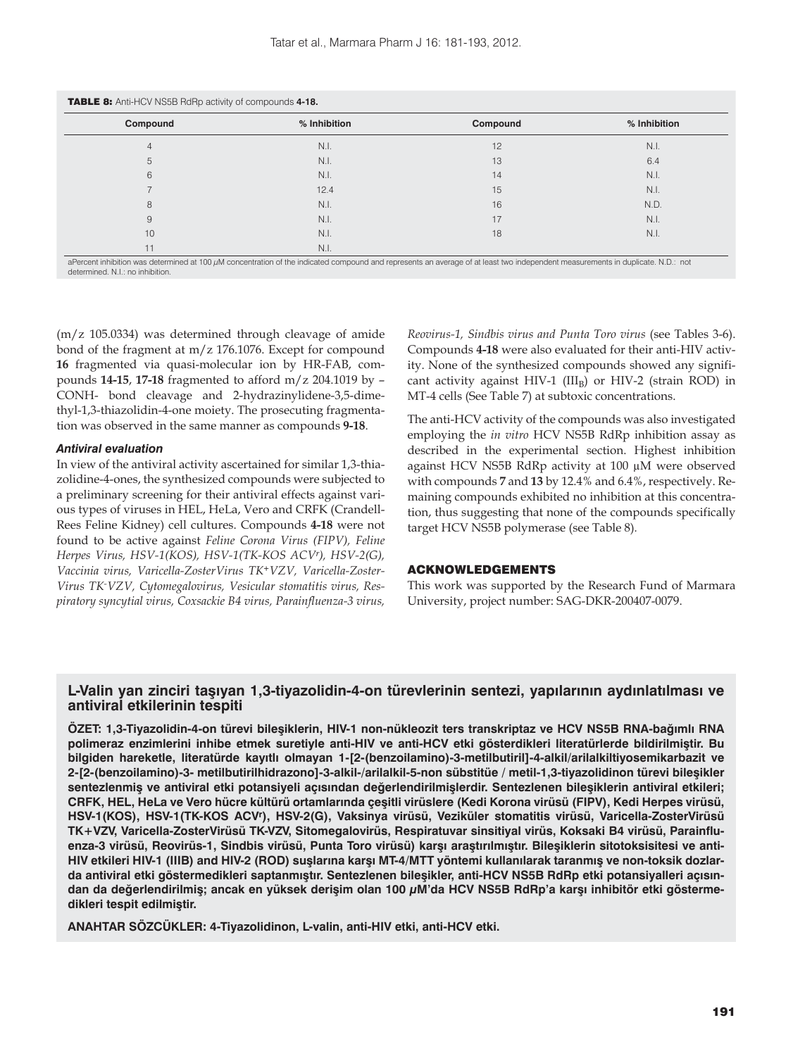**TABLE 8:** Anti-HCV NS5B RdRp activity of compounds **4-18.**

| Compound | % Inhibition | Compound | % Inhibition |
|---|---|---|---|
| 4 | N.I. | 12 | N.I. |
| 5 | N.I. | 13 | 6.4 |
| 6 | N.I. | 14 | N.I. |
| 7 | 12.4 | 15 | N.I. |
| 8 | N.I. | 16 | N.D. |
| 9 | N.I. | 17 | N.I. |
| 10 | N.I. | 18 | N.I. |
| 11 | N.I. | | |

aPercent inhibition was determined at 100 μM concentration of the indicated compound and represents an average of at least two independent measurements in duplicate. N.D.: not determined. N.I.: no inhibition.

(m/z 105.0334) was determined through cleavage of amide bond of the fragment at m/z 176.1076. Except for compound **16** fragmented via quasi-molecular ion by HR-FAB, compounds **14-15**, **17-18** fragmented to afford m/z 204.1019 by –CONH- bond cleavage and 2-hydrazinylidene-3,5-dimethyl-1,3-thiazolidin-4-one moiety. The prosecuting fragmentation was observed in the same manner as compounds **9-18**.

#### *Antiviral evaluation*

In view of the antiviral activity ascertained for similar 1,3-thiazolidine-4-ones, the synthesized compounds were subjected to a preliminary screening for their antiviral effects against various types of viruses in HEL, HeLa, Vero and CRFK (Crandell-Rees Feline Kidney) cell cultures. Compounds **4-18** were not found to be active against *Feline Corona Virus (FIPV), Feline Herpes Virus, HSV-1(KOS), HSV-1(TK-KOS ACV$^r$), HSV-2(G), Vaccinia virus, Varicella-ZosterVirus TK$^+$VZV, Varicella-Zoster-Virus TK$^-$VZV, Cytomegalovirus, Vesicular stomatitis virus, Respiratory syncytial virus, Coxsackie B4 virus, Parainfluenza-3 virus, Reovirus-1, Sindbis virus and Punta Toro virus* (see Tables 3-6). Compounds **4-18** were also evaluated for their anti-HIV activity. None of the synthesized compounds showed any significant activity against HIV-1 ($III_B$) or HIV-2 (strain ROD) in MT-4 cells (See Table 7) at subtoxic concentrations.

The anti-HCV activity of the compounds was also investigated employing the *in vitro* HCV NS5B RdRp inhibition assay as described in the experimental section. Highest inhibition against HCV NS5B RdRp activity at 100 µM were observed with compounds **7** and **13** by 12.4% and 6.4%, respectively. Remaining compounds exhibited no inhibition at this concentration, thus suggesting that none of the compounds specifically target HCV NS5B polymerase (see Table 8).

## ACKNOWLEDGEMENTS

This work was supported by the Research Fund of Marmara University, project number: SAG-DKR-200407-0079.

## L-Valin yan zinciri taşıyan 1,3-tiyazolidin-4-on türevlerinin sentezi, yapılarının aydınlatılması ve antiviral etkilerinin tespiti

**ÖZET: 1,3-Tiyazolidin-4-on türevi bileşiklerin, HIV-1 non-nükleozit ters transkriptaz ve HCV NS5B RNA-bağımlı RNA polimeraz enzimlerini inhibe etmek suretiyle anti-HIV ve anti-HCV etki gösterdikleri literatürlerde bildirilmiştir. Bu bilgiden hareketle, literatürde kayıtlı olmayan 1-[2-(benzoilamino)-3-metilbutiril]-4-alkil/arilalkiltiyosemikarbazit ve 2-[2-(benzoilamino)-3- metilbutirilhidrazono]-3-alkil-/arilalkil-5-non sübstitüe / metil-1,3-tiyazolidinon türevi bileşikler sentezlenmiş ve antiviral etki potansiyeli açısından değerlendirilmişlerdir. Sentezlenen bileşiklerin antiviral etkileri; CRFK, HEL, HeLa ve Vero hücre kültürü ortamlarında çeşitli virüslere (Kedi Korona virüsü (FIPV), Kedi Herpes virüsü, HSV-1(KOS), HSV-1(TK-KOS ACV$^r$), HSV-2(G), Vaksinya virüsü, Veziküler stomatitis virüsü, Varicella-ZosterVirüsü TK+VZV, Varicella-ZosterVirüsü TK-VZV, Sitomegalovirüs, Respiratuvar sinsitiyal virüs, Koksaki B4 virüsü, Parainfluenza-3 virüsü, Reovirüs-1, Sindbis virüsü, Punta Toro virüsü) karşı araştırılmıştır. Bileşiklerin sitotoksisitesi ve anti-HIV etkileri HIV-1 (IIIB) and HIV-2 (ROD) suşlarına karşı MT-4/MTT yöntemi kullanılarak taranmış ve non-toksik dozlarda antiviral etki göstermedikleri saptanmıştır. Sentezlenen bileşikler, anti-HCV NS5B RdRp etki potansiyalleri açısından da değerlendirilmiş; ancak en yüksek derişim olan 100 μM'da HCV NS5B RdRp'a karşı inhibitör etki göstermedikleri tespit edilmiştir.**

**ANAHTAR SÖZCÜKLER: 4-Tiyazolidinon, L-valin, anti-HIV etki, anti-HCV etki.**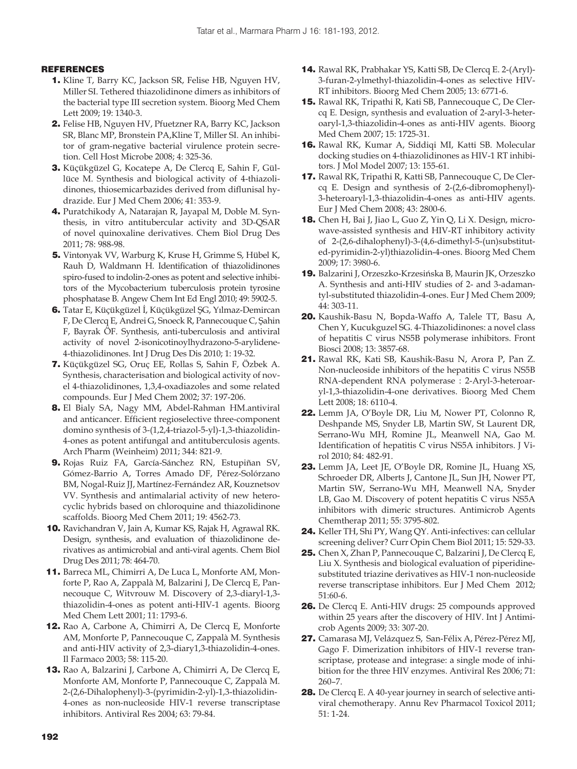## REFERENCES

1. Kline T, Barry KC, Jackson SR, Felise HB, Nguyen HV, Miller SI. Tethered thiazolidinone dimers as inhibitors of the bacterial type III secretion system. Bioorg Med Chem Lett 2009; 19: 1340-3.
2. Felise HB, Nguyen HV, Pfuetzner RA, Barry KC, Jackson SR, Blanc MP, Bronstein PA,Kline T, Miller SI. An inhibitor of gram-negative bacterial virulence protein secretion. Cell Host Microbe 2008; 4: 325-36.
3. Küçükgüzel G, Kocatepe A, De Clercq E, Sahin F, Güllüce M. Synthesis and biological activity of 4-thiazolidinones, thiosemicarbazides derived from diflunisal hydrazide. Eur J Med Chem 2006; 41: 353-9.
4. Puratchikody A, Natarajan R, Jayapal M, Doble M. Synthesis, in vitro antitubercular activity and 3D-QSAR of novel quinoxaline derivatives. Chem Biol Drug Des 2011; 78: 988-98.
5. Vintonyak VV, Warburg K, Kruse H, Grimme S, Hübel K, Rauh D, Waldmann H. Identification of thiazolidinones spiro-fused to indolin-2-ones as potent and selective inhibitors of the Mycobacterium tuberculosis protein tyrosine phosphatase B. Angew Chem Int Ed Engl 2010; 49: 5902-5.
6. Tatar E, Küçükgüzel İ, Küçükgüzel ŞG, Yılmaz-Demircan F, De Clercq E, Andrei G, Snoeck R, Pannecouque C, Şahin F, Bayrak ÖF. Synthesis, anti-tuberculosis and antiviral activity of novel 2-isonicotinoylhydrazono-5-arylidene-4-thiazolidinones. Int J Drug Des Dis 2010; 1: 19-32.
7. Küçükgüzel SG, Oruç EE, Rollas S, Sahin F, Özbek A. Synthesis, characterisation and biological activity of novel 4-thiazolidinones, 1,3,4-oxadiazoles and some related compounds. Eur J Med Chem 2002; 37: 197-206.
8. El Bialy SA, Nagy MM, Abdel-Rahman HM.antiviral and anticancer. Efficient regioselective three-component domino synthesis of 3-(1,2,4-triazol-5-yl)-1,3-thiazolidin-4-ones as potent antifungal and antituberculosis agents. Arch Pharm (Weinheim) 2011; 344: 821-9.
9. Rojas Ruiz FA, García-Sánchez RN, Estupiñan SV, Gómez-Barrio A, Torres Amado DF, Pérez-Solórzano BM, Nogal-Ruiz JJ, Martínez-Fernández AR, Kouznetsov VV. Synthesis and antimalarial activity of new heterocyclic hybrids based on chloroquine and thiazolidinone scaffolds. Bioorg Med Chem 2011; 19: 4562-73.
10. Ravichandran V, Jain A, Kumar KS, Rajak H, Agrawal RK. Design, synthesis, and evaluation of thiazolidinone derivatives as antimicrobial and anti-viral agents. Chem Biol Drug Des 2011; 78: 464-70.
11. Barreca ML, Chimirri A, De Luca L, Monforte AM, Monforte P, Rao A, Zappalà M, Balzarini J, De Clercq E, Pannecouque C, Witvrouw M. Discovery of 2,3-diaryl-1,3-thiazolidin-4-ones as potent anti-HIV-1 agents. Bioorg Med Chem Lett 2001; 11: 1793-6.
12. Rao A, Carbone A, Chimirri A, De Clercq E, Monforte AM, Monforte P, Pannecouque C, Zappalà M. Synthesis and anti-HIV activity of 2,3-diary1,3-thiazolidin-4-ones. Il Farmaco 2003; 58: 115-20.
13. Rao A, Balzarini J, Carbone A, Chimirri A, De Clercq E, Monforte AM, Monforte P, Pannecouque C, Zappalà M. 2-(2,6-Dihalophenyl)-3-(pyrimidin-2-yl)-1,3-thiazolidin-4-ones as non-nucleoside HIV-1 reverse transcriptase inhibitors. Antiviral Res 2004; 63: 79-84.
14. Rawal RK, Prabhakar YS, Katti SB, De Clercq E. 2-(Aryl)-3-furan-2-ylmethyl-thiazolidin-4-ones as selective HIV-RT inhibitors. Bioorg Med Chem 2005; 13: 6771-6.
15. Rawal RK, Tripathi R, Kati SB, Pannecouque C, De Clercq E. Design, synthesis and evaluation of 2-aryl-3-heteroaryl-1,3-thiazolidin-4-ones as anti-HIV agents. Bioorg Med Chem 2007; 15: 1725-31.
16. Rawal RK, Kumar A, Siddiqi MI, Katti SB. Molecular docking studies on 4-thiazolidinones as HIV-1 RT inhibitors. J Mol Model 2007; 13: 155-61.
17. Rawal RK, Tripathi R, Katti SB, Pannecouque C, De Clercq E. Design and synthesis of 2-(2,6-dibromophenyl)-3-heteroaryl-1,3-thiazolidin-4-ones as anti-HIV agents. Eur J Med Chem 2008; 43: 2800-6.
18. Chen H, Bai J, Jiao L, Guo Z, Yin Q, Li X. Design, microwave-assisted synthesis and HIV-RT inhibitory activity of 2-(2,6-dihalophenyl)-3-(4,6-dimethyl-5-(un)substituted-pyrimidin-2-yl)thiazolidin-4-ones. Bioorg Med Chem 2009; 17: 3980-6.
19. Balzarini J, Orzeszko-Krzesińska B, Maurin JK, Orzeszko A. Synthesis and anti-HIV studies of 2- and 3-adamantyl-substituted thiazolidin-4-ones. Eur J Med Chem 2009; 44: 303-11.
20. Kaushik-Basu N, Bopda-Waffo A, Talele TT, Basu A, Chen Y, Kucukguzel SG. 4-Thiazolidinones: a novel class of hepatitis C virus NS5B polymerase inhibitors. Front Biosci 2008; 13: 3857-68.
21. Rawal RK, Kati SB, Kaushik-Basu N, Arora P, Pan Z. Non-nucleoside inhibitors of the hepatitis C virus NS5B RNA-dependent RNA polymerase : 2-Aryl-3-heteroaryl-1,3-thiazolidin-4-one derivatives. Bioorg Med Chem Lett 2008; 18: 6110-4.
22. Lemm JA, O'Boyle DR, Liu M, Nower PT, Colonno R, Deshpande MS, Snyder LB, Martin SW, St Laurent DR, Serrano-Wu MH, Romine JL, Meanwell NA, Gao M. Identification of hepatitis C virus NS5A inhibitors. J Virol 2010; 84: 482-91.
23. Lemm JA, Leet JE, O'Boyle DR, Romine JL, Huang XS, Schroeder DR, Alberts J, Cantone JL, Sun JH, Nower PT, Martin SW, Serrano-Wu MH, Meanwell NA, Snyder LB, Gao M. Discovery of potent hepatitis C virus NS5A inhibitors with dimeric structures. Antimicrob Agents Chemtherap 2011; 55: 3795-802.
24. Keller TH, Shi PY, Wang QY. Anti-infectives: can cellular screening deliver? Curr Opin Chem Biol 2011; 15: 529-33.
25. Chen X, Zhan P, Pannecouque C, Balzarini J, De Clercq E, Liu X. Synthesis and biological evaluation of piperidine-substituted triazine derivatives as HIV-1 non-nucleoside reverse transcriptase inhibitors. Eur J Med Chem 2012; 51:60-6.
26. De Clercq E. Anti-HIV drugs: 25 compounds approved within 25 years after the discovery of HIV. Int J Antimicrob Agents 2009; 33: 307-20.
27. Camarasa MJ, Velázquez S, San-Félix A, Pérez-Pérez MJ, Gago F. Dimerization inhibitors of HIV-1 reverse transcriptase, protease and integrase: a single mode of inhibition for the three HIV enzymes. Antiviral Res 2006; 71: 260–7.
28. De Clercq E. A 40-year journey in search of selective antiviral chemotherapy. Annu Rev Pharmacol Toxicol 2011; 51: 1-24.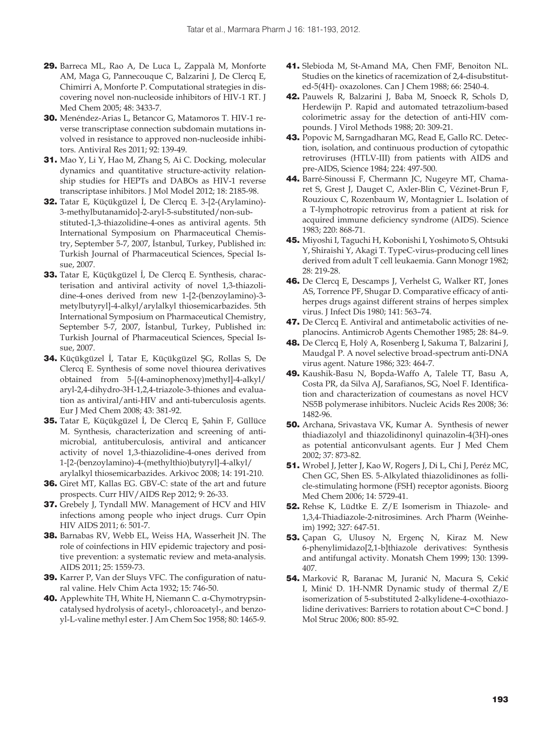29. Barreca ML, Rao A, De Luca L, Zappalà M, Monforte AM, Maga G, Pannecouque C, Balzarini J, De Clercq E, Chimirri A, Monforte P. Computational strategies in discovering novel non-nucleoside inhibitors of HIV-1 RT. J Med Chem 2005; 48: 3433-7.

30. Menéndez-Arias L, Betancor G, Matamoros T. HIV-1 reverse transcriptase connection subdomain mutations involved in resistance to approved non-nucleoside inhibitors. Antiviral Res 2011; 92: 139-49.

31. Mao Y, Li Y, Hao M, Zhang S, Ai C. Docking, molecular dynamics and quantitative structure-activity relationship studies for HEPTs and DABOs as HIV-1 reverse transcriptase inhibitors. J Mol Model 2012; 18: 2185-98.

32. Tatar E, Küçükgüzel İ, De Clercq E. 3-[2-(Arylamino)-3-methylbutanamido]-2-aryl-5-substituted/non-substituted-1,3-thiazolidine-4-ones as antiviral agents. 5th International Symposium on Pharmaceutical Chemistry, September 5-7, 2007, İstanbul, Turkey, Published in: Turkish Journal of Pharmaceutical Sciences, Special Issue, 2007.

33. Tatar E, Küçükgüzel İ, De Clercq E. Synthesis, characterisation and antiviral activity of novel 1,3-thiazolidine-4-ones derived from new 1-[2-(benzoylamino)-3-metylbutyryl]-4-alkyl/arylalkyl thiosemicarbazides. 5th International Symposium on Pharmaceutical Chemistry, September 5-7, 2007, İstanbul, Turkey, Published in: Turkish Journal of Pharmaceutical Sciences, Special Issue, 2007.

34. Küçükgüzel İ, Tatar E, Küçükgüzel ŞG, Rollas S, De Clercq E. Synthesis of some novel thiourea derivatives obtained from 5-[(4-aminophenoxy)methyl]-4-alkyl/aryl-2,4-dihydro-3H-1,2,4-triazole-3-thiones and evaluation as antiviral/anti-HIV and anti-tuberculosis agents. Eur J Med Chem 2008; 43: 381-92.

35. Tatar E, Küçükgüzel İ, De Clercq E, Şahin F, Güllüce M. Synthesis, characterization and screening of antimicrobial, antituberculosis, antiviral and anticancer activity of novel 1,3-thiazolidine-4-ones derived from 1-[2-(benzoylamino)-4-(methylthio)butyryl]-4-alkyl/arylalkyl thiosemicarbazides. Arkivoc 2008; 14: 191-210.

36. Giret MT, Kallas EG. GBV-C: state of the art and future prospects. Curr HIV/AIDS Rep 2012; 9: 26-33.

37. Grebely J, Tyndall MW. Management of HCV and HIV infections among people who inject drugs. Curr Opin HIV AIDS 2011; 6: 501-7.

38. Barnabas RV, Webb EL, Weiss HA, Wasserheit JN. The role of coinfections in HIV epidemic trajectory and positive prevention: a systematic review and meta-analysis. AIDS 2011; 25: 1559-73.

39. Karrer P, Van der Sluys VFC. The configuration of natural valine. Helv Chim Acta 1932; 15: 746-50.

40. Applewhite TH, White H, Niemann C. α-Chymotrypsin-catalysed hydrolysis of acetyl-, chloroacetyl-, and benzoyl-L-valine methyl ester. J Am Chem Soc 1958; 80: 1465-9.

41. Slebioda M, St-Amand MA, Chen FMF, Benoiton NL. Studies on the kinetics of racemization of 2,4-disubstituted-5(4H)- oxazolones. Can J Chem 1988; 66: 2540-4.

42. Pauwels R, Balzarini J, Baba M, Snoeck R, Schols D, Herdewijn P. Rapid and automated tetrazolium-based colorimetric assay for the detection of anti-HIV compounds. J Virol Methods 1988; 20: 309-21.

43. Popovic M, Sarngadharan MG, Read E, Gallo RC. Detection, isolation, and continuous production of cytopathic retroviruses (HTLV-III) from patients with AIDS and pre-AIDS, Science 1984; 224: 497-500.

44. Barré-Sinoussi F, Chermann JC, Nugeyre MT, Chamaret S, Grest J, Dauget C, Axler-Blin C, Vézinet-Brun F, Rouzioux C, Rozenbaum W, Montagnier L. Isolation of a T-lymphotropic retrovirus from a patient at risk for acquired immune deficiency syndrome (AIDS). Science 1983; 220: 868-71.

45. Miyoshi I, Taguchi H, Kobonishi I, Yoshimoto S, Ohtsuki Y, Shiraishi Y, Akagi T. TypeC-virus-producing cell lines derived from adult T cell leukaemia. Gann Monogr 1982; 28: 219-28.

46. De Clercq E, Descamps J, Verhelst G, Walker RT, Jones AS, Torrence PF, Shugar D. Comparative efficacy of antiherpes drugs against different strains of herpes simplex virus. J Infect Dis 1980; 141: 563–74.

47. De Clercq E. Antiviral and antimetabolic activities of neplanocins. Antimicrob Agents Chemother 1985; 28: 84–9.

48. De Clercq E, Holý A, Rosenberg I, Sakuma T, Balzarini J, Maudgal P. A novel selective broad-spectrum anti-DNA virus agent. Nature 1986; 323: 464-7.

49. Kaushik-Basu N, Bopda-Waffo A, Talele TT, Basu A, Costa PR, da Silva AJ, Sarafianos, SG, Noel F. Identification and characterization of coumestans as novel HCV NS5B polymerase inhibitors. Nucleic Acids Res 2008; 36: 1482-96.

50. Archana, Srivastava VK, Kumar A. Synthesis of newer thiadiazolyl and thiazolidinonyl quinazolin-4(3H)-ones as potential anticonvulsant agents. Eur J Med Chem 2002; 37: 873-82.

51. Wrobel J, Jetter J, Kao W, Rogers J, Di L, Chi J, Peréz MC, Chen GC, Shen ES. 5-Alkylated thiazolidinones as follicle-stimulating hormone (FSH) receptor agonists. Bioorg Med Chem 2006; 14: 5729-41.

52. Rehse K, Lüdtke E. Z/E Isomerism in Thiazole- and 1,3,4-Thiadiazole-2-nitrosimines. Arch Pharm (Weinheim) 1992; 327: 647-51.

53. Çapan G, Ulusoy N, Ergenç N, Kiraz M. New 6-phenylimidazo[2,1-b]thiazole derivatives: Synthesis and antifungal activity. Monatsh Chem 1999; 130: 1399-407.

54. Marković R, Baranac M, Juranić N, Macura S, Cekić I, Minić D. 1H-NMR Dynamic study of thermal Z/E isomerization of 5-substituted 2-alkylidene-4-oxothiazolidine derivatives: Barriers to rotation about C=C bond. J Mol Struc 2006; 800: 85-92.